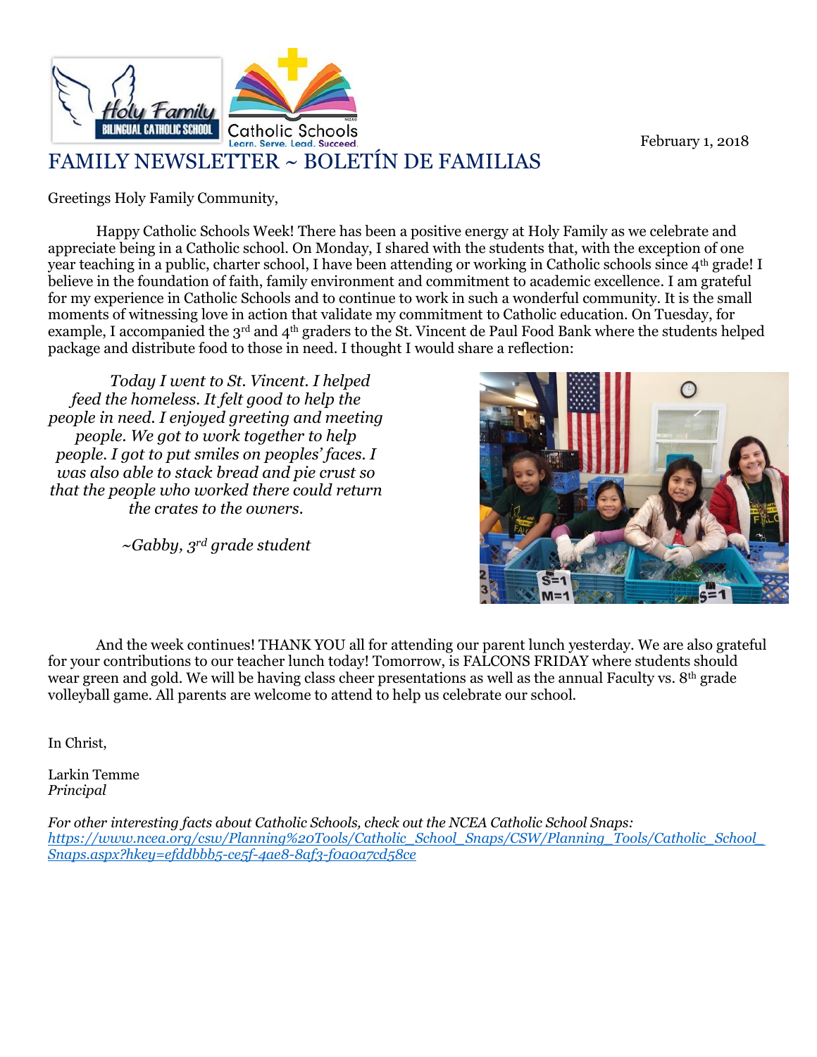February 1, 2018

# FAMILY NEWSLETTER ~ BOLETÍN DE FAMILIAS

Greetings Holy Family Community,

Happy Catholic Schools Week! There has been a positive energy at Holy Family as we celebrate and appreciate being in a Catholic school. On Monday, I shared with the students that, with the exception of one year teaching in a public, charter school, I have been attending or working in Catholic schools since 4th grade! I believe in the foundation of faith, family environment and commitment to academic excellence. I am grateful for my experience in Catholic Schools and to continue to work in such a wonderful community. It is the small moments of witnessing love in action that validate my commitment to Catholic education. On Tuesday, for example, I accompanied the 3rd and 4th graders to the St. Vincent de Paul Food Bank where the students helped package and distribute food to those in need. I thought I would share a reflection:

*Today I went to St. Vincent. I helped feed the homeless. It felt good to help the people in need. I enjoyed greeting and meeting people. We got to work together to help people. I got to put smiles on peoples' faces. I was also able to stack bread and pie crust so that the people who worked there could return the crates to the owners.*

*~Gabby, 3rd grade student*

And the week continues! THANK YOU all for attending our parent lunch yesterday. We are also grateful for your contributions to our teacher lunch today! Tomorrow, is FALCONS FRIDAY where students should wear green and gold. We will be having class cheer presentations as well as the annual Faculty vs. 8th grade volleyball game. All parents are welcome to attend to help us celebrate our school.

In Christ,

Larkin Temme
*Principal*

*For other interesting facts about Catholic Schools, check out the NCEA Catholic School Snaps:*
*https://www.ncea.org/csw/Planning%20Tools/Catholic_School_Snaps/CSW/Planning_Tools/Catholic_School_Snaps.aspx?hkey=efddbbb5-ce5f-4ae8-8af3-f0a0a7cd58ce*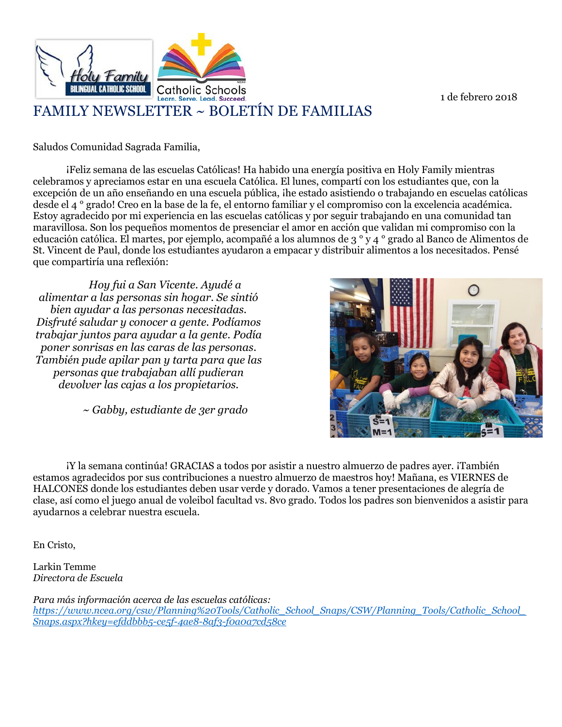1 de febrero 2018

# FAMILY NEWSLETTER ~ BOLETÍN DE FAMILIAS

Saludos Comunidad Sagrada Familia,

¡Feliz semana de las escuelas Católicas! Ha habido una energía positiva en Holy Family mientras celebramos y apreciamos estar en una escuela Católica. El lunes, compartí con los estudiantes que, con la excepción de un año enseñando en una escuela pública, ¡he estado asistiendo o trabajando en escuelas católicas desde el 4 ° grado! Creo en la base de la fe, el entorno familiar y el compromiso con la excelencia académica. Estoy agradecido por mi experiencia en las escuelas católicas y por seguir trabajando en una comunidad tan maravillosa. Son los pequeños momentos de presenciar el amor en acción que validan mi compromiso con la educación católica. El martes, por ejemplo, acompañé a los alumnos de 3 ° y 4 ° grado al Banco de Alimentos de St. Vincent de Paul, donde los estudiantes ayudaron a empacar y distribuir alimentos a los necesitados. Pensé que compartiría una reflexión:

*Hoy fui a San Vicente. Ayudé a alimentar a las personas sin hogar. Se sintió bien ayudar a las personas necesitadas. Disfruté saludar y conocer a gente. Podíamos trabajar juntos para ayudar a la gente. Podía poner sonrisas en las caras de las personas. También pude apilar pan y tarta para que las personas que trabajaban allí pudieran devolver las cajas a los propietarios.*

*~ Gabby, estudiante de 3er grado*

¡Y la semana continúa! GRACIAS a todos por asistir a nuestro almuerzo de padres ayer. ¡También estamos agradecidos por sus contribuciones a nuestro almuerzo de maestros hoy! Mañana, es VIERNES de HALCONES donde los estudiantes deben usar verde y dorado. Vamos a tener presentaciones de alegría de clase, así como el juego anual de voleibol facultad vs. 8vo grado. Todos los padres son bienvenidos a asistir para ayudarnos a celebrar nuestra escuela.

En Cristo,

Larkin Temme
*Directora de Escuela*

*Para más información acerca de las escuelas católicas:*
*https://www.ncea.org/csw/Planning%20Tools/Catholic_School_Snaps/CSW/Planning_Tools/Catholic_School_Snaps.aspx?hkey=efddbbb5-ce5f-4ae8-8af3-f0a0a7cd58ce*